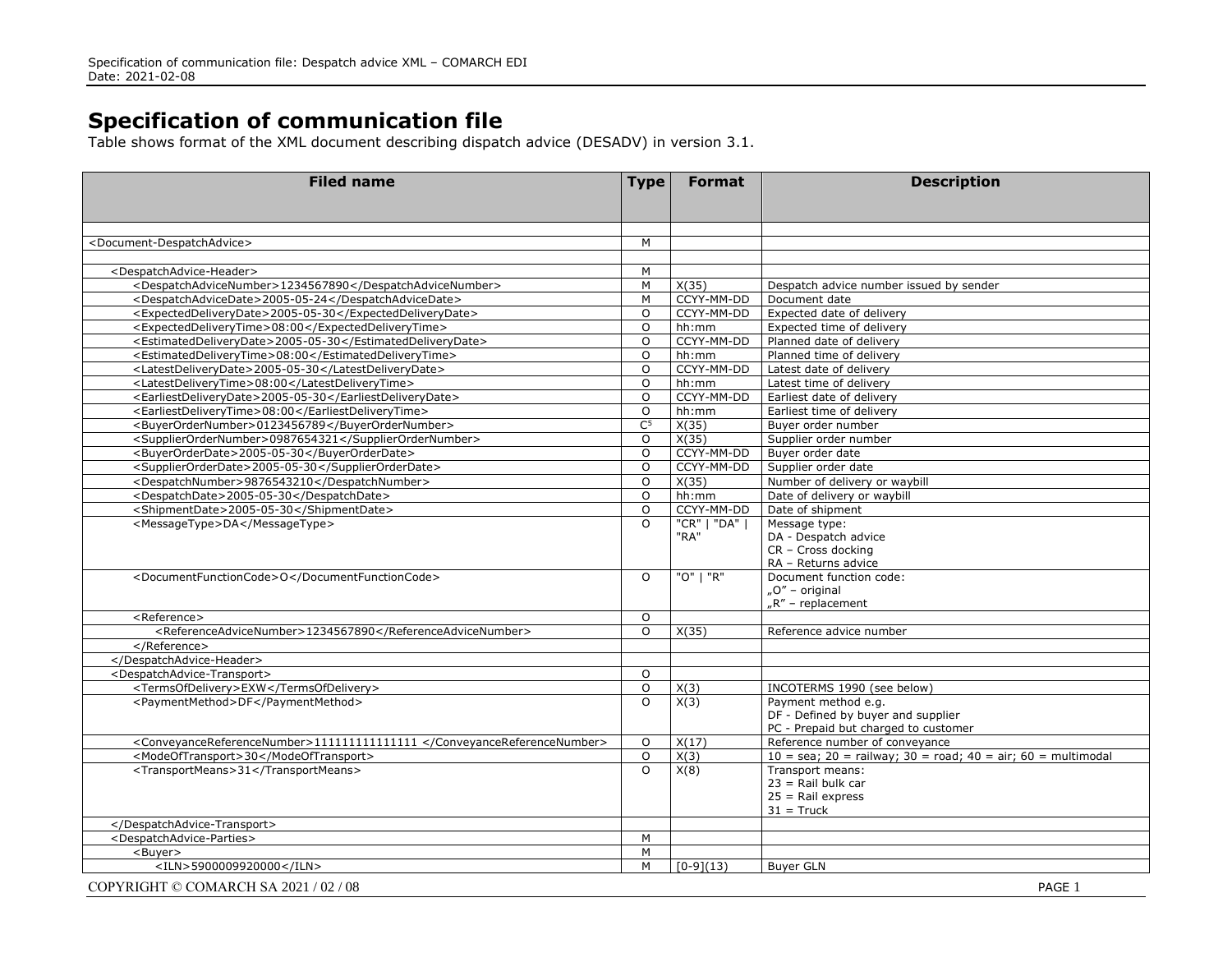# Specification of communication file

Table shows format of the XML document describing dispatch advice (DESADV) in version 3.1.

| Filed name | Type | Format | Description |
|---|---|---|---|
| | | | |
| <Document-DespatchAdvice> | M | | |
| | | | |
| <DespatchAdvice-Header> | M | | |
| <DespatchAdviceNumber>1234567890</DespatchAdviceNumber> | M | X(35) | Despatch advice number issued by sender |
| <DespatchAdviceDate>2005-05-24</DespatchAdviceDate> | M | CCYY-MM-DD | Document date |
| <ExpectedDeliveryDate>2005-05-30</ExpectedDeliveryDate> | O | CCYY-MM-DD | Expected date of delivery |
| <ExpectedDeliveryTime>08:00</ExpectedDeliveryTime> | O | hh:mm | Expected time of delivery |
| <EstimatedDeliveryDate>2005-05-30</EstimatedDeliveryDate> | O | CCYY-MM-DD | Planned date of delivery |
| <EstimatedDeliveryTime>08:00</EstimatedDeliveryTime> | O | hh:mm | Planned time of delivery |
| <LatestDeliveryDate>2005-05-30</LatestDeliveryDate> | O | CCYY-MM-DD | Latest date of delivery |
| <LatestDeliveryTime>08:00</LatestDeliveryTime> | O | hh:mm | Latest time of delivery |
| <EarliestDeliveryDate>2005-05-30</EarliestDeliveryDate> | O | CCYY-MM-DD | Earliest date of delivery |
| <EarliestDeliveryTime>08:00</EarliestDeliveryTime> | O | hh:mm | Earliest time of delivery |
| <BuyerOrderNumber>0123456789</BuyerOrderNumber> | C[5] | X(35) | Buyer order number |
| <SupplierOrderNumber>0987654321</SupplierOrderNumber> | O | X(35) | Supplier order number |
| <BuyerOrderDate>2005-05-30</BuyerOrderDate> | O | CCYY-MM-DD | Buyer order date |
| <SupplierOrderDate>2005-05-30</SupplierOrderDate> | O | CCYY-MM-DD | Supplier order date |
| <DespatchNumber>9876543210</DespatchNumber> | O | X(35) | Number of delivery or waybill |
| <DespatchDate>2005-05-30</DespatchDate> | O | hh:mm | Date of delivery or waybill |
| <ShipmentDate>2005-05-30</ShipmentDate> | O | CCYY-MM-DD | Date of shipment |
| <MessageType>DA</MessageType> | O | "CR" \| "DA" \| "RA" | Message type:<br>DA - Despatch advice<br>CR – Cross docking<br>RA – Returns advice |
| <DocumentFunctionCode>O</DocumentFunctionCode> | O | "O" \| "R" | Document function code:<br>„O" – original<br>„R" – replacement |
| <Reference> | O | | |
| <ReferenceAdviceNumber>1234567890</ReferenceAdviceNumber> | O | X(35) | Reference advice number |
| </Reference> | | | |
| </DespatchAdvice-Header> | | | |
| <DespatchAdvice-Transport> | O | | |
| <TermsOfDelivery>EXW</TermsOfDelivery> | O | X(3) | INCOTERMS 1990 (see below) |
| <PaymentMethod>DF</PaymentMethod> | O | X(3) | Payment method e.g.<br>DF - Defined by buyer and supplier<br>PC - Prepaid but charged to customer |
| <ConveyanceReferenceNumber>111111111111111 </ConveyanceReferenceNumber> | O | X(17) | Reference number of conveyance |
| <ModeOfTransport>30</ModeOfTransport> | O | X(3) | 10 = sea; 20 = railway; 30 = road; 40 = air; 60 = multimodal |
| <TransportMeans>31</TransportMeans> | O | X(8) | Transport means:<br>23 = Rail bulk car<br>25 = Rail express<br>31 = Truck |
| </DespatchAdvice-Transport> | | | |
| <DespatchAdvice-Parties> | M | | |
| <Buyer> | M | | |
| <ILN>5900009920000</ILN> | M | [0-9](13) | Buyer GLN |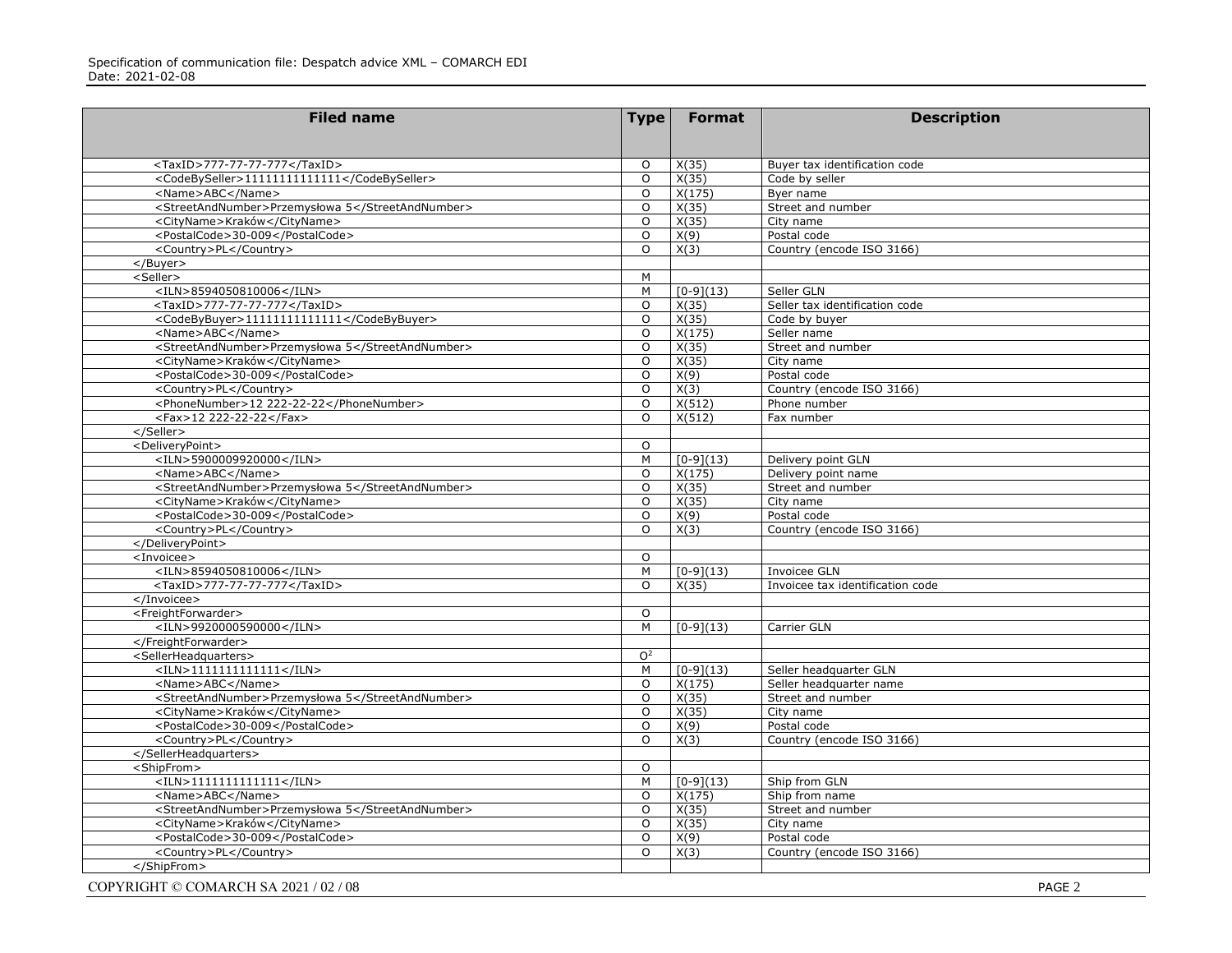| Filed name | Type | Format | Description |
|---|---|---|---|
| <TaxID>777-77-77-777</TaxID> | O | X(35) | Buyer tax identification code |
| <CodeBySeller>11111111111111</CodeBySeller> | O | X(35) | Code by seller |
| <Name>ABC</Name> | O | X(175) | Byer name |
| <StreetAndNumber>Przemysłowa 5</StreetAndNumber> | O | X(35) | Street and number |
| <CityName>Kraków</CityName> | O | X(35) | City name |
| <PostalCode>30-009</PostalCode> | O | X(9) | Postal code |
| <Country>PL</Country> | O | X(3) | Country (encode ISO 3166) |
| </Buyer> | | | |
| <Seller> | M | | |
| <ILN>8594050810006</ILN> | M | [0-9](13) | Seller GLN |
| <TaxID>777-77-77-777</TaxID> | O | X(35) | Seller tax identification code |
| <CodeByBuyer>11111111111111</CodeByBuyer> | O | X(35) | Code by buyer |
| <Name>ABC</Name> | O | X(175) | Seller name |
| <StreetAndNumber>Przemysłowa 5</StreetAndNumber> | O | X(35) | Street and number |
| <CityName>Kraków</CityName> | O | X(35) | City name |
| <PostalCode>30-009</PostalCode> | O | X(9) | Postal code |
| <Country>PL</Country> | O | X(3) | Country (encode ISO 3166) |
| <PhoneNumber>12 222-22-22</PhoneNumber> | O | X(512) | Phone number |
| <Fax>12 222-22-22</Fax> | O | X(512) | Fax number |
| </Seller> | | | |
| <DeliveryPoint> | O | | |
| <ILN>5900009920000</ILN> | M | [0-9](13) | Delivery point GLN |
| <Name>ABC</Name> | O | X(175) | Delivery point name |
| <StreetAndNumber>Przemysłowa 5</StreetAndNumber> | O | X(35) | Street and number |
| <CityName>Kraków</CityName> | O | X(35) | City name |
| <PostalCode>30-009</PostalCode> | O | X(9) | Postal code |
| <Country>PL</Country> | O | X(3) | Country (encode ISO 3166) |
| </DeliveryPoint> | | | |
| <Invoicee> | O | | |
| <ILN>8594050810006</ILN> | M | [0-9](13) | Invoicee GLN |
| <TaxID>777-77-77-777</TaxID> | O | X(35) | Invoicee tax identification code |
| </Invoicee> | | | |
| <FreightForwarder> | O | | |
| <ILN>9920000590000</ILN> | M | [0-9](13) | Carrier GLN |
| </FreightForwarder> | | | |
| <SellerHeadquarters> | O[2] | | |
| <ILN>1111111111111</ILN> | M | [0-9](13) | Seller headquarter GLN |
| <Name>ABC</Name> | O | X(175) | Seller headquarter name |
| <StreetAndNumber>Przemysłowa 5</StreetAndNumber> | O | X(35) | Street and number |
| <CityName>Kraków</CityName> | O | X(35) | City name |
| <PostalCode>30-009</PostalCode> | O | X(9) | Postal code |
| <Country>PL</Country> | O | X(3) | Country (encode ISO 3166) |
| </SellerHeadquarters> | | | |
| <ShipFrom> | O | | |
| <ILN>1111111111111</ILN> | M | [0-9](13) | Ship from GLN |
| <Name>ABC</Name> | O | X(175) | Ship from name |
| <StreetAndNumber>Przemysłowa 5</StreetAndNumber> | O | X(35) | Street and number |
| <CityName>Kraków</CityName> | O | X(35) | City name |
| <PostalCode>30-009</PostalCode> | O | X(9) | Postal code |
| <Country>PL</Country> | O | X(3) | Country (encode ISO 3166) |
| </ShipFrom> | | | |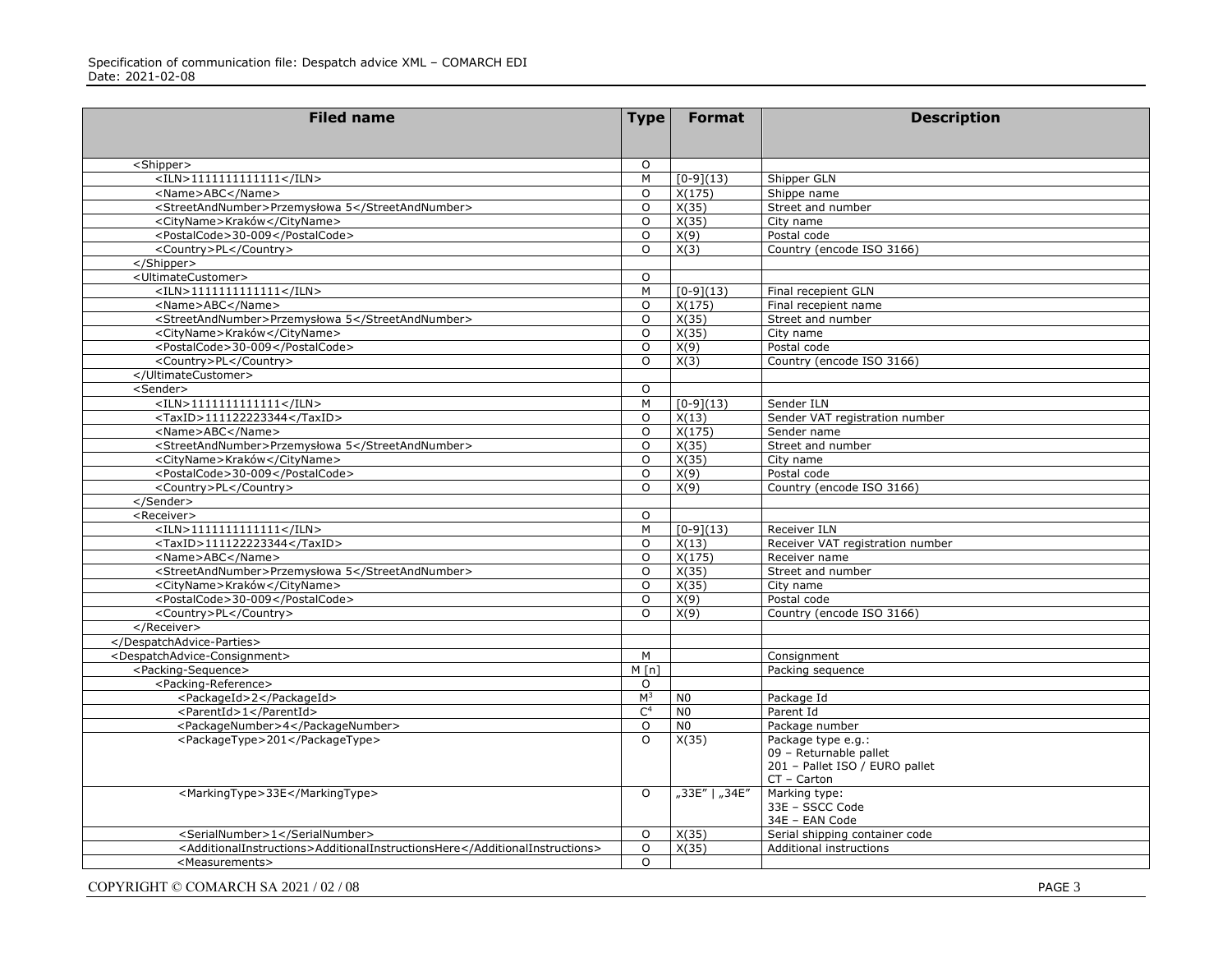| Filed name | Type | Format | Description |
|---|---|---|---|
| <Shipper> | O | | |
| <ILN>1111111111111</ILN> | M | [0-9](13) | Shipper GLN |
| <Name>ABC</Name> | O | X(175) | Shippe name |
| <StreetAndNumber>Przemysłowa 5</StreetAndNumber> | O | X(35) | Street and number |
| <CityName>Kraków</CityName> | O | X(35) | City name |
| <PostalCode>30-009</PostalCode> | O | X(9) | Postal code |
| <Country>PL</Country> | O | X(3) | Country (encode ISO 3166) |
| </Shipper> | | | |
| <UltimateCustomer> | O | | |
| <ILN>1111111111111</ILN> | M | [0-9](13) | Final recepient GLN |
| <Name>ABC</Name> | O | X(175) | Final recepient name |
| <StreetAndNumber>Przemysłowa 5</StreetAndNumber> | O | X(35) | Street and number |
| <CityName>Kraków</CityName> | O | X(35) | City name |
| <PostalCode>30-009</PostalCode> | O | X(9) | Postal code |
| <Country>PL</Country> | O | X(3) | Country (encode ISO 3166) |
| </UltimateCustomer> | | | |
| <Sender> | O | | |
| <ILN>1111111111111</ILN> | M | [0-9](13) | Sender ILN |
| <TaxID>111122223344</TaxID> | O | X(13) | Sender VAT registration number |
| <Name>ABC</Name> | O | X(175) | Sender name |
| <StreetAndNumber>Przemysłowa 5</StreetAndNumber> | O | X(35) | Street and number |
| <CityName>Kraków</CityName> | O | X(35) | City name |
| <PostalCode>30-009</PostalCode> | O | X(9) | Postal code |
| <Country>PL</Country> | O | X(9) | Country (encode ISO 3166) |
| </Sender> | | | |
| <Receiver> | O | | |
| <ILN>1111111111111</ILN> | M | [0-9](13) | Receiver ILN |
| <TaxID>111122223344</TaxID> | O | X(13) | Receiver VAT registration number |
| <Name>ABC</Name> | O | X(175) | Receiver name |
| <StreetAndNumber>Przemysłowa 5</StreetAndNumber> | O | X(35) | Street and number |
| <CityName>Kraków</CityName> | O | X(35) | City name |
| <PostalCode>30-009</PostalCode> | O | X(9) | Postal code |
| <Country>PL</Country> | O | X(9) | Country (encode ISO 3166) |
| </Receiver> | | | |
| </DespatchAdvice-Parties> | | | |
| <DespatchAdvice-Consignment> | M | | Consignment |
| <Packing-Sequence> | M [n] | | Packing sequence |
| <Packing-Reference> | O | | |
| <PackageId>2</PackageId> | M[3] | N0 | Package Id |
| <ParentId>1</ParentId> | C[4] | N0 | Parent Id |
| <PackageNumber>4</PackageNumber> | O | N0 | Package number |
| <PackageType>201</PackageType> | O | X(35) | Package type e.g.:<br>09 – Returnable pallet<br>201 – Pallet ISO / EURO pallet<br>CT – Carton |
| <MarkingType>33E</MarkingType> | O | „33E" \| „34E" | Marking type:<br>33E – SSCC Code<br>34E – EAN Code |
| <SerialNumber>1</SerialNumber> | O | X(35) | Serial shipping container code |
| <AdditionalInstructions>AdditionalInstructionsHere</AdditionalInstructions> | O | X(35) | Additional instructions |
| <Measurements> | O | | |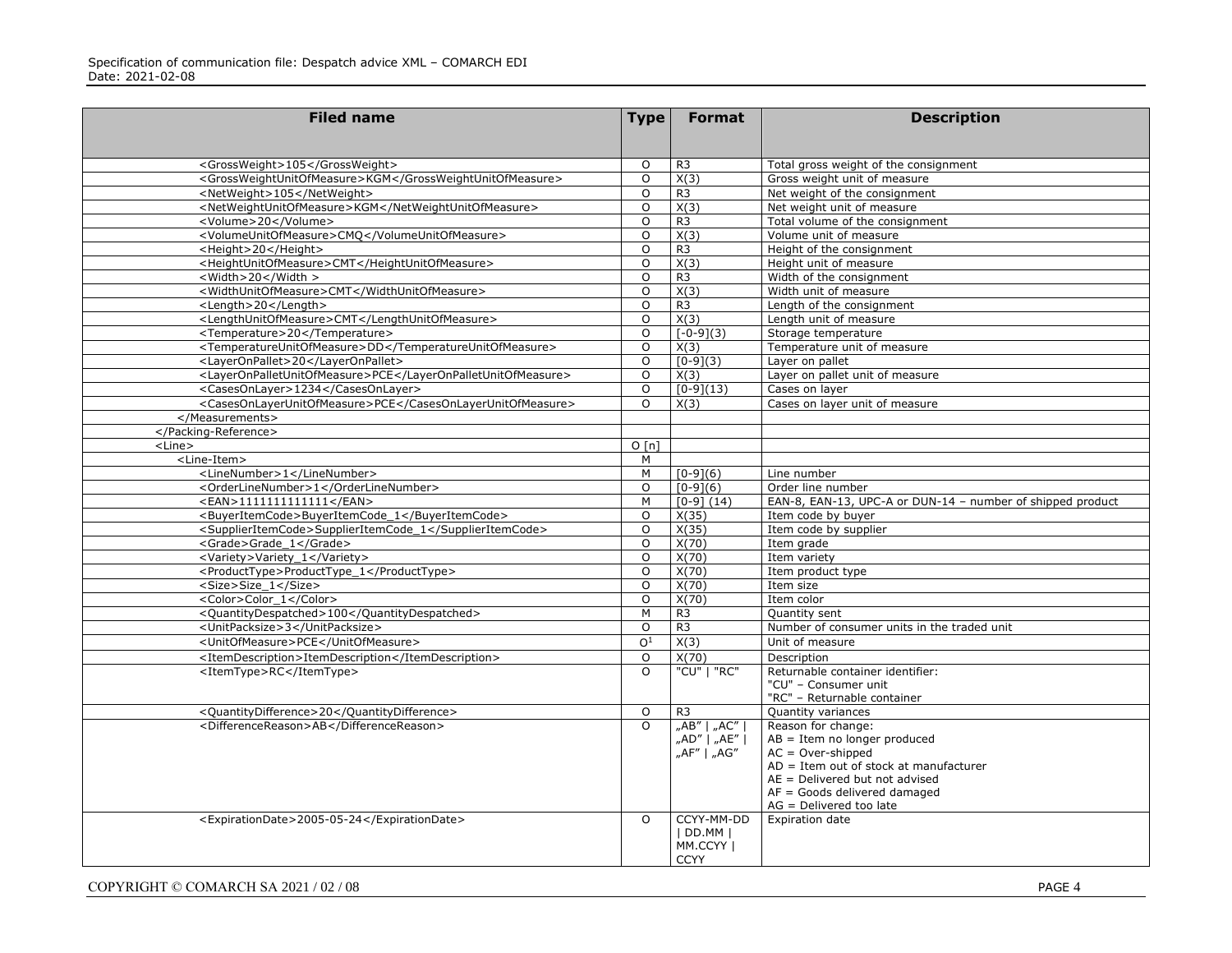| Filed name | Type | Format | Description |
| --- | --- | --- | --- |
| <GrossWeight>105</GrossWeight> | O | R3 | Total gross weight of the consignment |
| <GrossWeightUnitOfMeasure>KGM</GrossWeightUnitOfMeasure> | O | X(3) | Gross weight unit of measure |
| <NetWeight>105</NetWeight> | O | R3 | Net weight of the consignment |
| <NetWeightUnitOfMeasure>KGM</NetWeightUnitOfMeasure> | O | X(3) | Net weight unit of measure |
| <Volume>20</Volume> | O | R3 | Total volume of the consignment |
| <VolumeUnitOfMeasure>CMQ</VolumeUnitOfMeasure> | O | X(3) | Volume unit of measure |
| <Height>20</Height> | O | R3 | Height of the consignment |
| <HeightUnitOfMeasure>CMT</HeightUnitOfMeasure> | O | X(3) | Height unit of measure |
| <Width>20</Width > | O | R3 | Width of the consignment |
| <WidthUnitOfMeasure>CMT</WidthUnitOfMeasure> | O | X(3) | Width unit of measure |
| <Length>20</Length> | O | R3 | Length of the consignment |
| <LengthUnitOfMeasure>CMT</LengthUnitOfMeasure> | O | X(3) | Length unit of measure |
| <Temperature>20</Temperature> | O | [-0-9](3) | Storage temperature |
| <TemperatureUnitOfMeasure>DD</TemperatureUnitOfMeasure> | O | X(3) | Temperature unit of measure |
| <LayerOnPallet>20</LayerOnPallet> | O | [0-9](3) | Layer on pallet |
| <LayerOnPalletUnitOfMeasure>PCE</LayerOnPalletUnitOfMeasure> | O | X(3) | Layer on pallet unit of measure |
| <CasesOnLayer>1234</CasesOnLayer> | O | [0-9](13) | Cases on layer |
| <CasesOnLayerUnitOfMeasure>PCE</CasesOnLayerUnitOfMeasure> | O | X(3) | Cases on layer unit of measure |
| </Measurements> | | | |
| </Packing-Reference> | | | |
| <Line> | O [n] | | |
| <Line-Item> | M | | |
| <LineNumber>1</LineNumber> | M | [0-9](6) | Line number |
| <OrderLineNumber>1</OrderLineNumber> | O | [0-9](6) | Order line number |
| <EAN>1111111111111</EAN> | M | [0-9] (14) | EAN-8, EAN-13, UPC-A or DUN-14 – number of shipped product |
| <BuyerItemCode>BuyerItemCode_1</BuyerItemCode> | O | X(35) | Item code by buyer |
| <SupplierItemCode>SupplierItemCode_1</SupplierItemCode> | O | X(35) | Item code by supplier |
| <Grade>Grade_1</Grade> | O | X(70) | Item grade |
| <Variety>Variety_1</Variety> | O | X(70) | Item variety |
| <ProductType>ProductType_1</ProductType> | O | X(70) | Item product type |
| <Size>Size_1</Size> | O | X(70) | Item size |
| <Color>Color_1</Color> | O | X(70) | Item color |
| <QuantityDespatched>100</QuantityDespatched> | M | R3 | Quantity sent |
| <UnitPacksize>3</UnitPacksize> | O | R3 | Number of consumer units in the traded unit |
| <UnitOfMeasure>PCE</UnitOfMeasure> | O[1] | X(3) | Unit of measure |
| <ItemDescription>ItemDescription</ItemDescription> | O | X(70) | Description |
| <ItemType>RC</ItemType> | O | "CU" \| "RC" | Returnable container identifier:<br>"CU" – Consumer unit<br>"RC" – Returnable container |
| <QuantityDifference>20</QuantityDifference> | O | R3 | Quantity variances |
| <DifferenceReason>AB</DifferenceReason> | O | „AB" \| „AC" \| „AD" \| „AE" \| „AF" \| „AG" | Reason for change:<br>AB = Item no longer produced<br>AC = Over-shipped<br>AD = Item out of stock at manufacturer<br>AE = Delivered but not advised<br>AF = Goods delivered damaged<br>AG = Delivered too late |
| <ExpirationDate>2005-05-24</ExpirationDate> | O | CCYY-MM-DD \| DD.MM \| MM.CCYY \| CCYY | Expiration date |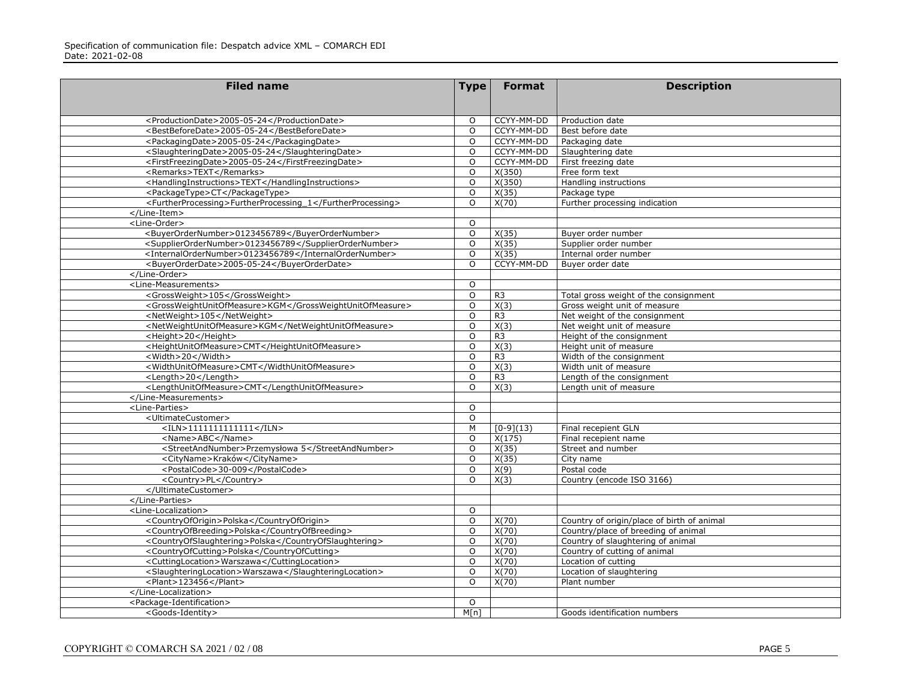| Filed name | Type | Format | Description |
|---|---|---|---|
| <ProductionDate>2005-05-24</ProductionDate> | O | CCYY-MM-DD | Production date |
| <BestBeforeDate>2005-05-24</BestBeforeDate> | O | CCYY-MM-DD | Best before date |
| <PackagingDate>2005-05-24</PackagingDate> | O | CCYY-MM-DD | Packaging date |
| <SlaughteringDate>2005-05-24</SlaughteringDate> | O | CCYY-MM-DD | Slaughtering date |
| <FirstFreezingDate>2005-05-24</FirstFreezingDate> | O | CCYY-MM-DD | First freezing date |
| <Remarks>TEXT</Remarks> | O | X(350) | Free form text |
| <HandlingInstructions>TEXT</HandlingInstructions> | O | X(350) | Handling instructions |
| <PackageType>CT</PackageType> | O | X(35) | Package type |
| <FurtherProcessing>FurtherProcessing_1</FurtherProcessing> | O | X(70) | Further processing indication |
| </Line-Item> | | | |
| <Line-Order> | O | | |
| <BuyerOrderNumber>0123456789</BuyerOrderNumber> | O | X(35) | Buyer order number |
| <SupplierOrderNumber>0123456789</SupplierOrderNumber> | O | X(35) | Supplier order number |
| <InternalOrderNumber>0123456789</InternalOrderNumber> | O | X(35) | Internal order number |
| <BuyerOrderDate>2005-05-24</BuyerOrderDate> | O | CCYY-MM-DD | Buyer order date |
| </Line-Order> | | | |
| <Line-Measurements> | O | | |
| <GrossWeight>105</GrossWeight> | O | R3 | Total gross weight of the consignment |
| <GrossWeightUnitOfMeasure>KGM</GrossWeightUnitOfMeasure> | O | X(3) | Gross weight unit of measure |
| <NetWeight>105</NetWeight> | O | R3 | Net weight of the consignment |
| <NetWeightUnitOfMeasure>KGM</NetWeightUnitOfMeasure> | O | X(3) | Net weight unit of measure |
| <Height>20</Height> | O | R3 | Height of the consignment |
| <HeightUnitOfMeasure>CMT</HeightUnitOfMeasure> | O | X(3) | Height unit of measure |
| <Width>20</Width> | O | R3 | Width of the consignment |
| <WidthUnitOfMeasure>CMT</WidthUnitOfMeasure> | O | X(3) | Width unit of measure |
| <Length>20</Length> | O | R3 | Length of the consignment |
| <LengthUnitOfMeasure>CMT</LengthUnitOfMeasure> | O | X(3) | Length unit of measure |
| </Line-Measurements> | | | |
| <Line-Parties> | O | | |
| <UltimateCustomer> | O | | |
| <ILN>1111111111111</ILN> | M | [0-9](13) | Final recepient GLN |
| <Name>ABC</Name> | O | X(175) | Final recepient name |
| <StreetAndNumber>Przemysłowa 5</StreetAndNumber> | O | X(35) | Street and number |
| <CityName>Kraków</CityName> | O | X(35) | City name |
| <PostalCode>30-009</PostalCode> | O | X(9) | Postal code |
| <Country>PL</Country> | O | X(3) | Country (encode ISO 3166) |
| </UltimateCustomer> | | | |
| </Line-Parties> | | | |
| <Line-Localization> | O | | |
| <CountryOfOrigin>Polska</CountryOfOrigin> | O | X(70) | Country of origin/place of birth of animal |
| <CountryOfBreeding>Polska</CountryOfBreeding> | O | X(70) | Country/place of breeding of animal |
| <CountryOfSlaughtering>Polska</CountryOfSlaughtering> | O | X(70) | Country of slaughtering of animal |
| <CountryOfCutting>Polska</CountryOfCutting> | O | X(70) | Country of cutting of animal |
| <CuttingLocation>Warszawa</CuttingLocation> | O | X(70) | Location of cutting |
| <SlaughteringLocation>Warszawa</SlaughteringLocation> | O | X(70) | Location of slaughtering |
| <Plant>123456</Plant> | O | X(70) | Plant number |
| </Line-Localization> | | | |
| <Package-Identification> | O | | |
| <Goods-Identity> | M[n] | | Goods identification numbers |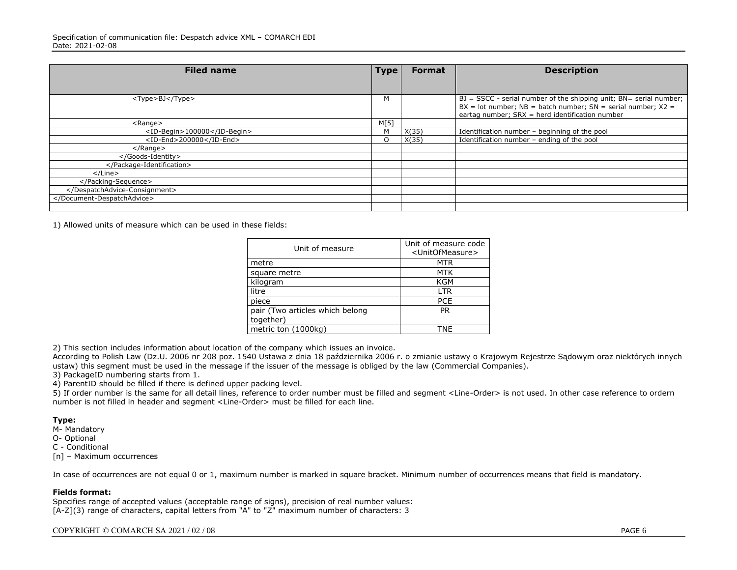| Filed name | Type | Format | Description |
|---|---|---|---|
| <Type>BJ</Type> | M | | BJ = SSCC - serial number of the shipping unit; BN= serial number; BX = lot number; NB = batch number; SN = serial number; X2 = eartag number; SRX = herd identification number |
| <Range> | M[5] | | |
| <ID-Begin>100000</ID-Begin> | M | X(35) | Identification number – beginning of the pool |
| <ID-End>200000</ID-End> | O | X(35) | Identification number – ending of the pool |
| </Range> | | | |
| </Goods-Identity> | | | |
| </Package-Identification> | | | |
| </Line> | | | |
| </Packing-Sequence> | | | |
| </DespatchAdvice-Consignment> | | | |
| </Document-DespatchAdvice> | | | |
| | | | |

1) Allowed units of measure which can be used in these fields:

| Unit of measure | Unit of measure code <UnitOfMeasure> |
|---|---|
| metre | MTR |
| square metre | MTK |
| kilogram | KGM |
| litre | LTR |
| piece | PCE |
| pair (Two articles which belong together) | PR |
| metric ton (1000kg) | TNE |

2) This section includes information about location of the company which issues an invoice.
According to Polish Law (Dz.U. 2006 nr 208 poz. 1540 Ustawa z dnia 18 października 2006 r. o zmianie ustawy o Krajowym Rejestrze Sądowym oraz niektórych innych ustaw) this segment must be used in the message if the issuer of the message is obliged by the law (Commercial Companies).
3) PackageID numbering starts from 1.
4) ParentID should be filled if there is defined upper packing level.
5) If order number is the same for all detail lines, reference to order number must be filled and segment <Line-Order> is not used. In other case reference to ordern number is not filled in header and segment <Line-Order> must be filled for each line.

**Type:**
M- Mandatory
O- Optional
C - Conditional
[n] – Maximum occurrences

In case of occurrences are not equal 0 or 1, maximum number is marked in square bracket. Minimum number of occurrences means that field is mandatory.

**Fields format:**
Specifies range of accepted values (acceptable range of signs), precision of real number values:
[A-Z](3) range of characters, capital letters from "A" to "Z" maximum number of characters: 3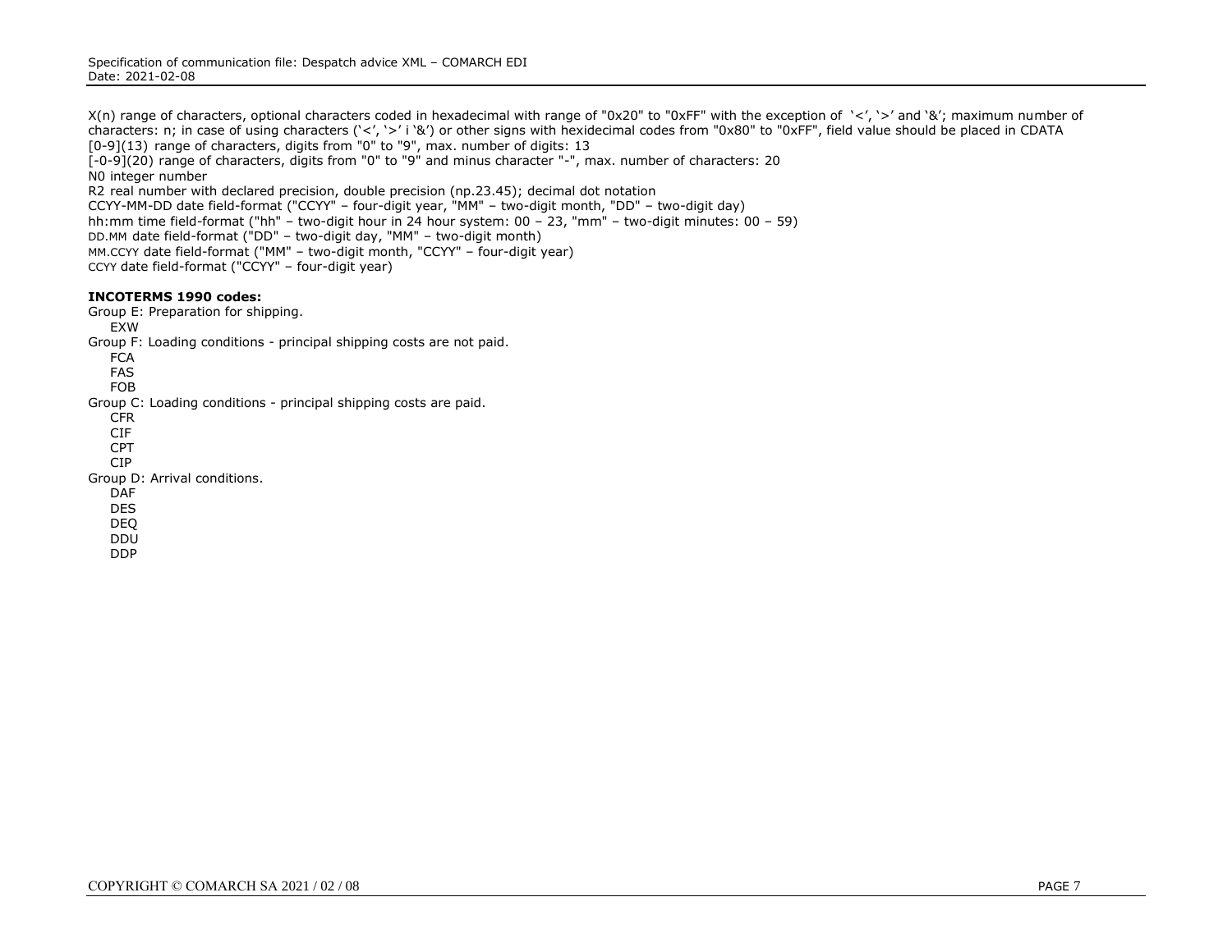X(n) range of characters, optional characters coded in hexadecimal with range of "0x20" to "0xFF" with the exception of '<', '>' and '&'; maximum number of characters: n; in case of using characters ('<', '>' i '&') or other signs with hexidecimal codes from "0x80" to "0xFF", field value should be placed in CDATA
[0-9](13) range of characters, digits from "0" to "9", max. number of digits: 13
[-0-9](20) range of characters, digits from "0" to "9" and minus character "-", max. number of characters: 20
N0 integer number
R2 real number with declared precision, double precision (np.23.45); decimal dot notation
CCYY-MM-DD date field-format ("CCYY" – four-digit year, "MM" – two-digit month, "DD" – two-digit day)
hh:mm time field-format ("hh" – two-digit hour in 24 hour system: 00 – 23, "mm" – two-digit minutes: 00 – 59)
DD.MM date field-format ("DD" – two-digit day, "MM" – two-digit month)
MM.CCYY date field-format ("MM" – two-digit month, "CCYY" – four-digit year)
CCYY date field-format ("CCYY" – four-digit year)

**INCOTERMS 1990 codes:**

Group E: Preparation for shipping.
- EXW

Group F: Loading conditions - principal shipping costs are not paid.
- FCA
- FAS
- FOB

Group C: Loading conditions - principal shipping costs are paid.
- CFR
- CIF
- CPT
- CIP

Group D: Arrival conditions.
- DAF
- DES
- DEQ
- DDU
- DDP